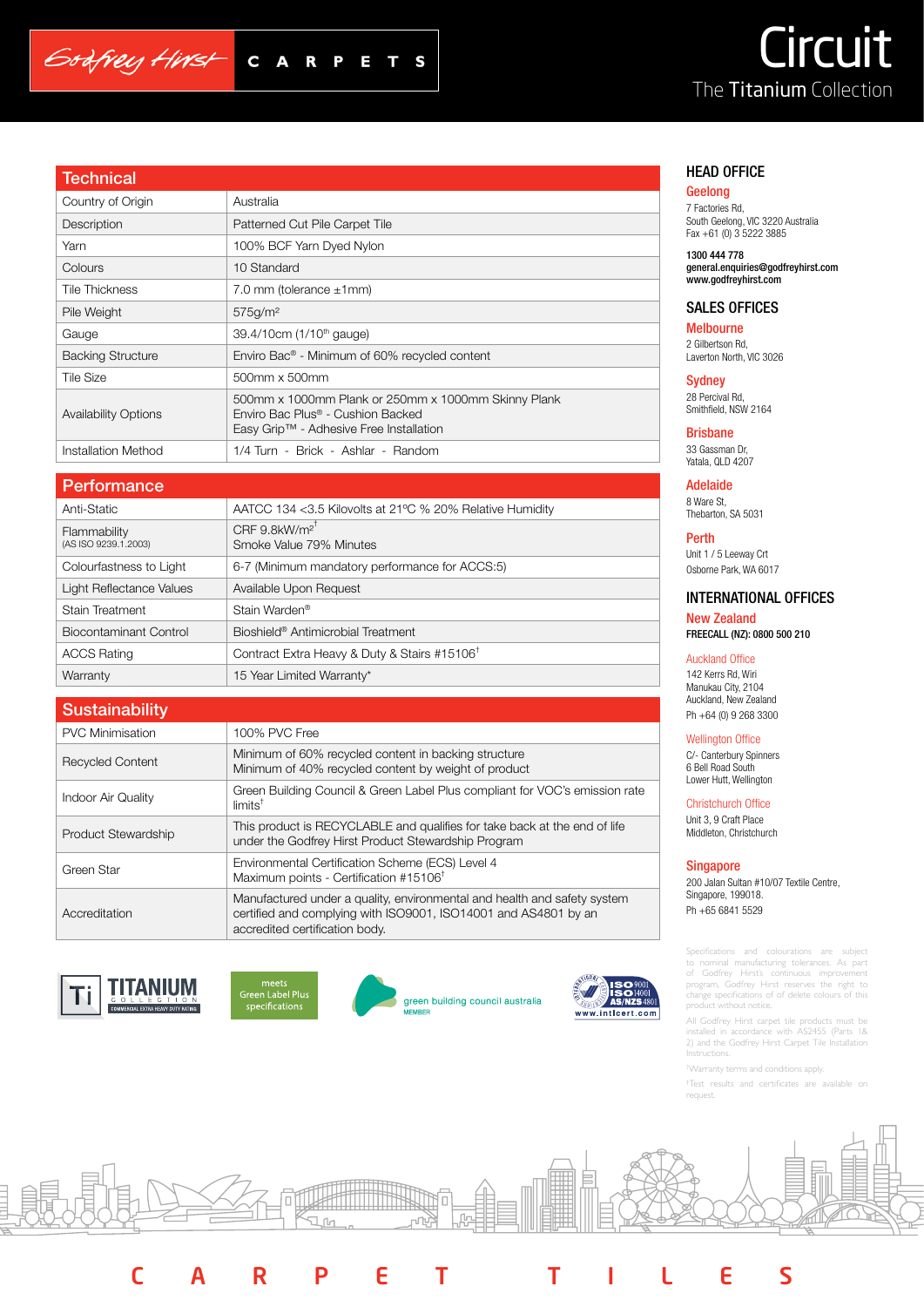Godfrey Hirst CARPETS

# Circuit

The **Titanium** Collection

| Technical | |
|---|---|
| Country of Origin | Australia |
| Description | Patterned Cut Pile Carpet Tile |
| Yarn | 100% BCF Yarn Dyed Nylon |
| Colours | 10 Standard |
| Tile Thickness | 7.0 mm (tolerance ±1mm) |
| Pile Weight | 575g/m² |
| Gauge | 39.4/10cm (1/10th gauge) |
| Backing Structure | Enviro Bac® - Minimum of 60% recycled content |
| Tile Size | 500mm x 500mm |
| Availability Options | 500mm x 1000mm Plank or 250mm x 1000mm Skinny Plank<br>Enviro Bac Plus® - Cushion Backed<br>Easy Grip™ - Adhesive Free Installation |
| Installation Method | 1/4 Turn - Brick - Ashlar - Random |

| Performance | |
|---|---|
| Anti-Static | AATCC 134 <3.5 Kilovolts at 21ºC % 20% Relative Humidity |
| Flammability (AS ISO 9239.1.2003) | CRF 9.8kW/m²† <br>Smoke Value 79% Minutes |
| Colourfastness to Light | 6-7 (Minimum mandatory performance for ACCS:5) |
| Light Reflectance Values | Available Upon Request |
| Stain Treatment | Stain Warden® |
| Biocontaminant Control | Bioshield® Antimicrobial Treatment |
| ACCS Rating | Contract Extra Heavy & Duty & Stairs #15106† |
| Warranty | 15 Year Limited Warranty* |

| Sustainability | |
|---|---|
| PVC Minimisation | 100% PVC Free |
| Recycled Content | Minimum of 60% recycled content in backing structure<br>Minimum of 40% recycled content by weight of product |
| Indoor Air Quality | Green Building Council & Green Label Plus compliant for VOC's emission rate limits† |
| Product Stewardship | This product is RECYCLABLE and qualifies for take back at the end of life under the Godfrey Hirst Product Stewardship Program |
| Green Star | Environmental Certification Scheme (ECS) Level 4<br>Maximum points - Certification #15106† |
| Accreditation | Manufactured under a quality, environmental and health and safety system certified and complying with ISO9001, ISO14001 and AS4801 by an accredited certification body. |

TITANIUM COLLECTION — COMMERCIAL EXTRA HEAVY DUTY RATING

meets Green Label Plus specifications

green building council australia MEMBER

ISO 9001 ISO 14001 AS/NZS 4801 www.intlcert.com

## HEAD OFFICE

### Geelong
7 Factories Rd,
South Geelong, VIC 3220 Australia
Fax +61 (0) 3 5222 3885

**1300 444 778**
**general.enquiries@godfreyhirst.com**
**www.godfreyhirst.com**

## SALES OFFICES

### Melbourne
2 Gilbertson Rd,
Laverton North, VIC 3026

### Sydney
28 Percival Rd,
Smithfield, NSW 2164

### Brisbane
33 Gassman Dr,
Yatala, QLD 4207

### Adelaide
8 Ware St,
Thebarton, SA 5031

### Perth
Unit 1 / 5 Leeway Crt
Osborne Park, WA 6017

## INTERNATIONAL OFFICES

### New Zealand
**FREECALL (NZ): 0800 500 210**

Auckland Office
142 Kerrs Rd, Wiri
Manukau City, 2104
Auckland, New Zealand
Ph +64 (0) 9 268 3300

Wellington Office
C/- Canterbury Spinners
6 Bell Road South
Lower Hutt, Wellington

Christchurch Office
Unit 3, 9 Craft Place
Middleton, Christchurch

### Singapore
200 Jalan Sultan #10/07 Textile Centre,
Singapore, 199018.
Ph +65 6841 5529

Specifications and colourations are subject to nominal manufacturing tolerances. As part of Godfrey Hirst's continuous improvement program, Godfrey Hirst reserves the right to change specifications of of delete colours of this product without notice.

All Godfrey Hirst carpet tile products must be installed in accordance with AS2455 (Parts 1& 2) and the Godfrey Hirst Carpet Tile Installation Instructions.

*Warranty terms and conditions apply.

†Test results and certificates are available on request.

CARPET TILES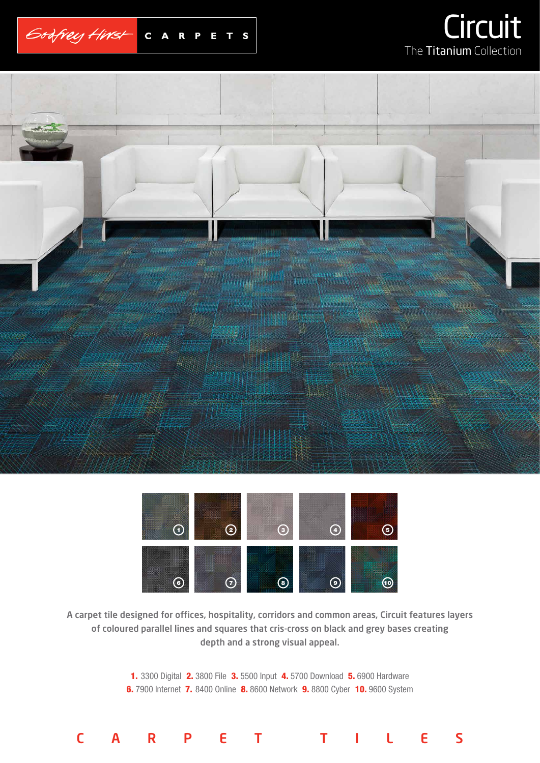Godfrey Hirst CARPETS

# Circuit

The **Titanium** Collection

A carpet tile designed for offices, hospitality, corridors and common areas, Circuit features layers of coloured parallel lines and squares that cris-cross on black and grey bases creating depth and a strong visual appeal.

**1.** 3300 Digital **2.** 3800 File **3.** 5500 Input **4.** 5700 Download **5.** 6900 Hardware
**6.** 7900 Internet **7.** 8400 Online **8.** 8600 Network **9.** 8800 Cyber **10.** 9600 System

CARPET TILES